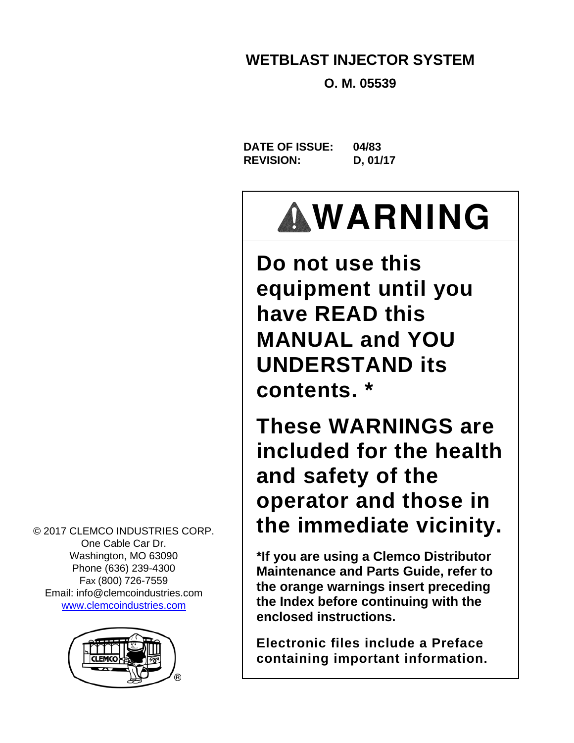# WETBLAST INJECTOR SYSTEM

**O. M. 05539**

**DATE OF ISSUE:** 04/83
**REVISION:** D, 01/17

## ⚠WARNING

**Do not use this equipment until you have READ this MANUAL and YOU UNDERSTAND its contents. ***

**These WARNINGS are included for the health and safety of the operator and those in the immediate vicinity.**

***If you are using a Clemco Distributor Maintenance and Parts Guide, refer to the orange warnings insert preceding the Index before continuing with the enclosed instructions.**

**Electronic files include a Preface containing important information.**

© 2017 CLEMCO INDUSTRIES CORP.
One Cable Car Dr.
Washington, MO 63090
Phone (636) 239-4300
Fax (800) 726-7559
Email: info@clemcoindustries.com
www.clemcoindustries.com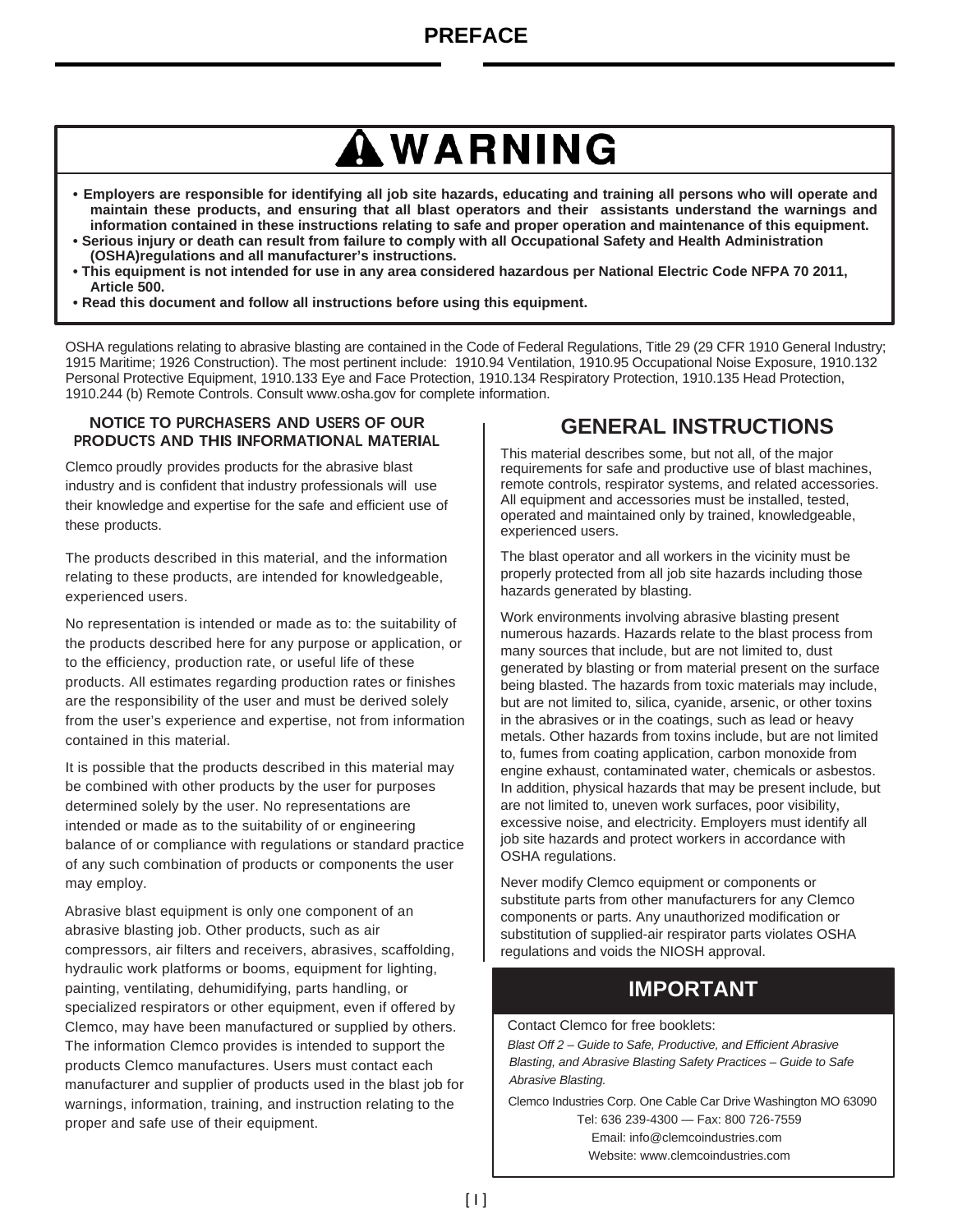# PREFACE

## ⚠ WARNING

- **Employers are responsible for identifying all job site hazards, educating and training all persons who will operate and maintain these products, and ensuring that all blast operators and their assistants understand the warnings and information contained in these instructions relating to safe and proper operation and maintenance of this equipment.**
- **Serious injury or death can result from failure to comply with all Occupational Safety and Health Administration (OSHA)regulations and all manufacturer's instructions.**
- **This equipment is not intended for use in any area considered hazardous per National Electric Code NFPA 70 2011, Article 500.**
- **Read this document and follow all instructions before using this equipment.**

OSHA regulations relating to abrasive blasting are contained in the Code of Federal Regulations, Title 29 (29 CFR 1910 General Industry; 1915 Maritime; 1926 Construction). The most pertinent include: 1910.94 Ventilation, 1910.95 Occupational Noise Exposure, 1910.132 Personal Protective Equipment, 1910.133 Eye and Face Protection, 1910.134 Respiratory Protection, 1910.135 Head Protection, 1910.244 (b) Remote Controls. Consult www.osha.gov for complete information.

### NOTICE TO PURCHASERS AND USERS OF OUR PRODUCTS AND THIS INFORMATIONAL MATERIAL

Clemco proudly provides products for the abrasive blast industry and is confident that industry professionals will use their knowledge and expertise for the safe and efficient use of these products.

The products described in this material, and the information relating to these products, are intended for knowledgeable, experienced users.

No representation is intended or made as to: the suitability of the products described here for any purpose or application, or to the efficiency, production rate, or useful life of these products. All estimates regarding production rates or finishes are the responsibility of the user and must be derived solely from the user's experience and expertise, not from information contained in this material.

It is possible that the products described in this material may be combined with other products by the user for purposes determined solely by the user. No representations are intended or made as to the suitability of or engineering balance of or compliance with regulations or standard practice of any such combination of products or components the user may employ.

Abrasive blast equipment is only one component of an abrasive blasting job. Other products, such as air compressors, air filters and receivers, abrasives, scaffolding, hydraulic work platforms or booms, equipment for lighting, painting, ventilating, dehumidifying, parts handling, or specialized respirators or other equipment, even if offered by Clemco, may have been manufactured or supplied by others. The information Clemco provides is intended to support the products Clemco manufactures. Users must contact each manufacturer and supplier of products used in the blast job for warnings, information, training, and instruction relating to the proper and safe use of their equipment.

## GENERAL INSTRUCTIONS

This material describes some, but not all, of the major requirements for safe and productive use of blast machines, remote controls, respirator systems, and related accessories. All equipment and accessories must be installed, tested, operated and maintained only by trained, knowledgeable, experienced users.

The blast operator and all workers in the vicinity must be properly protected from all job site hazards including those hazards generated by blasting.

Work environments involving abrasive blasting present numerous hazards. Hazards relate to the blast process from many sources that include, but are not limited to, dust generated by blasting or from material present on the surface being blasted. The hazards from toxic materials may include, but are not limited to, silica, cyanide, arsenic, or other toxins in the abrasives or in the coatings, such as lead or heavy metals. Other hazards from toxins include, but are not limited to, fumes from coating application, carbon monoxide from engine exhaust, contaminated water, chemicals or asbestos. In addition, physical hazards that may be present include, but are not limited to, uneven work surfaces, poor visibility, excessive noise, and electricity. Employers must identify all job site hazards and protect workers in accordance with OSHA regulations.

Never modify Clemco equipment or components or substitute parts from other manufacturers for any Clemco components or parts. Any unauthorized modification or substitution of supplied-air respirator parts violates OSHA regulations and voids the NIOSH approval.

### IMPORTANT

Contact Clemco for free booklets:

*Blast Off 2 – Guide to Safe, Productive, and Efficient Abrasive Blasting, and Abrasive Blasting Safety Practices – Guide to Safe Abrasive Blasting.*

Clemco Industries Corp. One Cable Car Drive Washington MO 63090
Tel: 636 239-4300 — Fax: 800 726-7559
Email: info@clemcoindustries.com
Website: www.clemcoindustries.com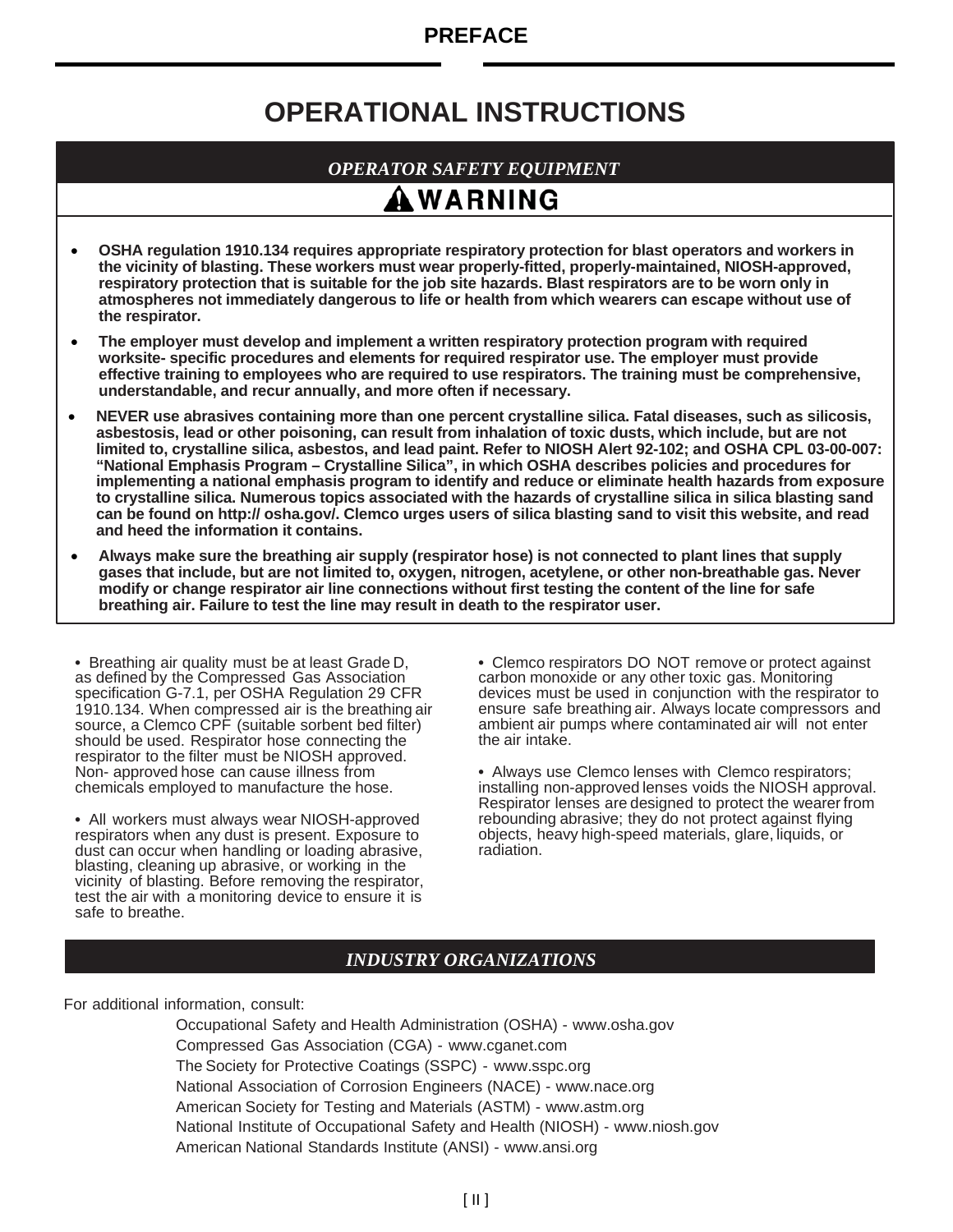## PREFACE

# OPERATIONAL INSTRUCTIONS

### *OPERATOR SAFETY EQUIPMENT*

### ⚠WARNING

- **OSHA regulation 1910.134 requires appropriate respiratory protection for blast operators and workers in the vicinity of blasting. These workers must wear properly-fitted, properly-maintained, NIOSH-approved, respiratory protection that is suitable for the job site hazards. Blast respirators are to be worn only in atmospheres not immediately dangerous to life or health from which wearers can escape without use of the respirator.**
- **The employer must develop and implement a written respiratory protection program with required worksite- specific procedures and elements for required respirator use. The employer must provide effective training to employees who are required to use respirators. The training must be comprehensive, understandable, and recur annually, and more often if necessary.**
- **NEVER use abrasives containing more than one percent crystalline silica. Fatal diseases, such as silicosis, asbestosis, lead or other poisoning, can result from inhalation of toxic dusts, which include, but are not limited to, crystalline silica, asbestos, and lead paint. Refer to NIOSH Alert 92-102; and OSHA CPL 03-00-007: "National Emphasis Program – Crystalline Silica", in which OSHA describes policies and procedures for implementing a national emphasis program to identify and reduce or eliminate health hazards from exposure to crystalline silica. Numerous topics associated with the hazards of crystalline silica in silica blasting sand can be found on http:// osha.gov/. Clemco urges users of silica blasting sand to visit this website, and read and heed the information it contains.**
- **Always make sure the breathing air supply (respirator hose) is not connected to plant lines that supply gases that include, but are not limited to, oxygen, nitrogen, acetylene, or other non-breathable gas. Never modify or change respirator air line connections without first testing the content of the line for safe breathing air. Failure to test the line may result in death to the respirator user.**

- Breathing air quality must be at least Grade D, as defined by the Compressed Gas Association specification G-7.1, per OSHA Regulation 29 CFR 1910.134. When compressed air is the breathing air source, a Clemco CPF (suitable sorbent bed filter) should be used. Respirator hose connecting the respirator to the filter must be NIOSH approved. Non- approved hose can cause illness from chemicals employed to manufacture the hose.
- All workers must always wear NIOSH-approved respirators when any dust is present. Exposure to dust can occur when handling or loading abrasive, blasting, cleaning up abrasive, or working in the vicinity of blasting. Before removing the respirator, test the air with a monitoring device to ensure it is safe to breathe.
- Clemco respirators DO NOT remove or protect against carbon monoxide or any other toxic gas. Monitoring devices must be used in conjunction with the respirator to ensure safe breathing air. Always locate compressors and ambient air pumps where contaminated air will not enter the air intake.
- Always use Clemco lenses with Clemco respirators; installing non-approved lenses voids the NIOSH approval. Respirator lenses are designed to protect the wearer from rebounding abrasive; they do not protect against flying objects, heavy high-speed materials, glare, liquids, or radiation.

### *INDUSTRY ORGANIZATIONS*

For additional information, consult:

Occupational Safety and Health Administration (OSHA) - www.osha.gov
Compressed Gas Association (CGA) - www.cganet.com
The Society for Protective Coatings (SSPC) - www.sspc.org
National Association of Corrosion Engineers (NACE) - www.nace.org
American Society for Testing and Materials (ASTM) - www.astm.org
National Institute of Occupational Safety and Health (NIOSH) - www.niosh.gov
American National Standards Institute (ANSI) - www.ansi.org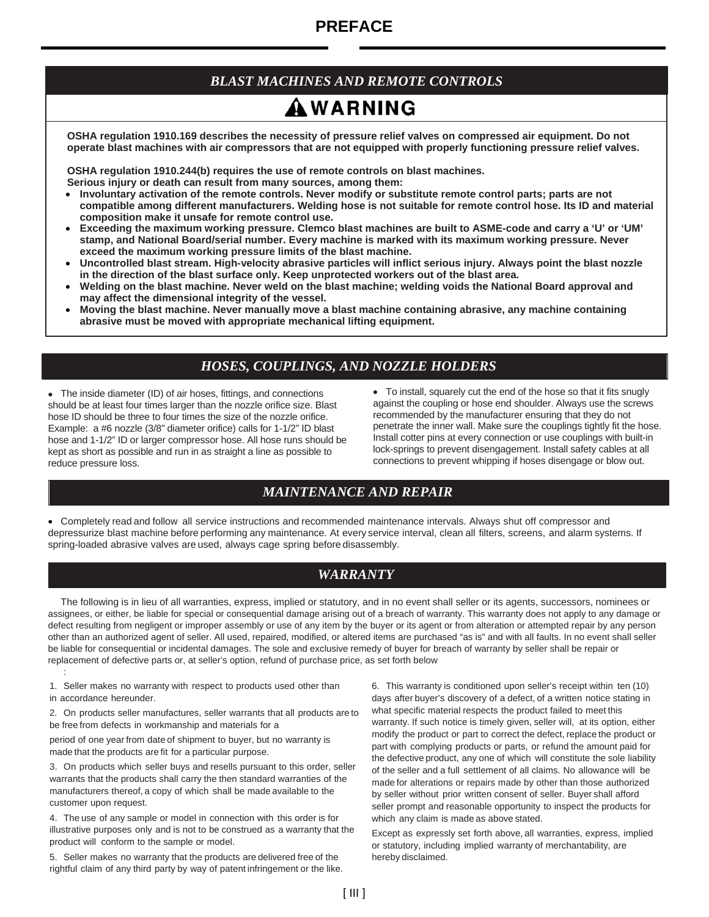# PREFACE

## *BLAST MACHINES AND REMOTE CONTROLS*

### ⚠ WARNING

**OSHA regulation 1910.169 describes the necessity of pressure relief valves on compressed air equipment. Do not operate blast machines with air compressors that are not equipped with properly functioning pressure relief valves.**

**OSHA regulation 1910.244(b) requires the use of remote controls on blast machines.**
**Serious injury or death can result from many sources, among them:**

- **Involuntary activation of the remote controls. Never modify or substitute remote control parts; parts are not compatible among different manufacturers. Welding hose is not suitable for remote control hose. Its ID and material composition make it unsafe for remote control use.**
- **Exceeding the maximum working pressure. Clemco blast machines are built to ASME-code and carry a 'U' or 'UM' stamp, and National Board/serial number. Every machine is marked with its maximum working pressure. Never exceed the maximum working pressure limits of the blast machine.**
- **Uncontrolled blast stream. High-velocity abrasive particles will inflict serious injury. Always point the blast nozzle in the direction of the blast surface only. Keep unprotected workers out of the blast area.**
- **Welding on the blast machine. Never weld on the blast machine; welding voids the National Board approval and may affect the dimensional integrity of the vessel.**
- **Moving the blast machine. Never manually move a blast machine containing abrasive, any machine containing abrasive must be moved with appropriate mechanical lifting equipment.**

## *HOSES, COUPLINGS, AND NOZZLE HOLDERS*

- The inside diameter (ID) of air hoses, fittings, and connections should be at least four times larger than the nozzle orifice size. Blast hose ID should be three to four times the size of the nozzle orifice. Example: a #6 nozzle (3/8" diameter orifice) calls for 1-1/2" ID blast hose and 1-1/2" ID or larger compressor hose. All hose runs should be kept as short as possible and run in as straight a line as possible to reduce pressure loss.

- To install, squarely cut the end of the hose so that it fits snugly against the coupling or hose end shoulder. Always use the screws recommended by the manufacturer ensuring that they do not penetrate the inner wall. Make sure the couplings tightly fit the hose. Install cotter pins at every connection or use couplings with built-in lock-springs to prevent disengagement. Install safety cables at all connections to prevent whipping if hoses disengage or blow out.

## *MAINTENANCE AND REPAIR*

- Completely read and follow all service instructions and recommended maintenance intervals. Always shut off compressor and depressurize blast machine before performing any maintenance. At every service interval, clean all filters, screens, and alarm systems. If spring-loaded abrasive valves are used, always cage spring before disassembly.

## *WARRANTY*

The following is in lieu of all warranties, express, implied or statutory, and in no event shall seller or its agents, successors, nominees or assignees, or either, be liable for special or consequential damage arising out of a breach of warranty. This warranty does not apply to any damage or defect resulting from negligent or improper assembly or use of any item by the buyer or its agent or from alteration or attempted repair by any person other than an authorized agent of seller. All used, repaired, modified, or altered items are purchased "as is" and with all faults. In no event shall seller be liable for consequential or incidental damages. The sole and exclusive remedy of buyer for breach of warranty by seller shall be repair or replacement of defective parts or, at seller's option, refund of purchase price, as set forth below:

1. Seller makes no warranty with respect to products used other than in accordance hereunder.

2. On products seller manufactures, seller warrants that all products are to be free from defects in workmanship and materials for a period of one year from date of shipment to buyer, but no warranty is made that the products are fit for a particular purpose.

3. On products which seller buys and resells pursuant to this order, seller warrants that the products shall carry the then standard warranties of the manufacturers thereof, a copy of which shall be made available to the customer upon request.

4. The use of any sample or model in connection with this order is for illustrative purposes only and is not to be construed as a warranty that the product will conform to the sample or model.

5. Seller makes no warranty that the products are delivered free of the rightful claim of any third party by way of patent infringement or the like.

6. This warranty is conditioned upon seller's receipt within ten (10) days after buyer's discovery of a defect, of a written notice stating in what specific material respects the product failed to meet this warranty. If such notice is timely given, seller will, at its option, either modify the product or part to correct the defect, replace the product or part with complying products or parts, or refund the amount paid for the defective product, any one of which will constitute the sole liability of the seller and a full settlement of all claims. No allowance will be made for alterations or repairs made by other than those authorized by seller without prior written consent of seller. Buyer shall afford seller prompt and reasonable opportunity to inspect the products for which any claim is made as above stated.

Except as expressly set forth above, all warranties, express, implied or statutory, including implied warranty of merchantability, are hereby disclaimed.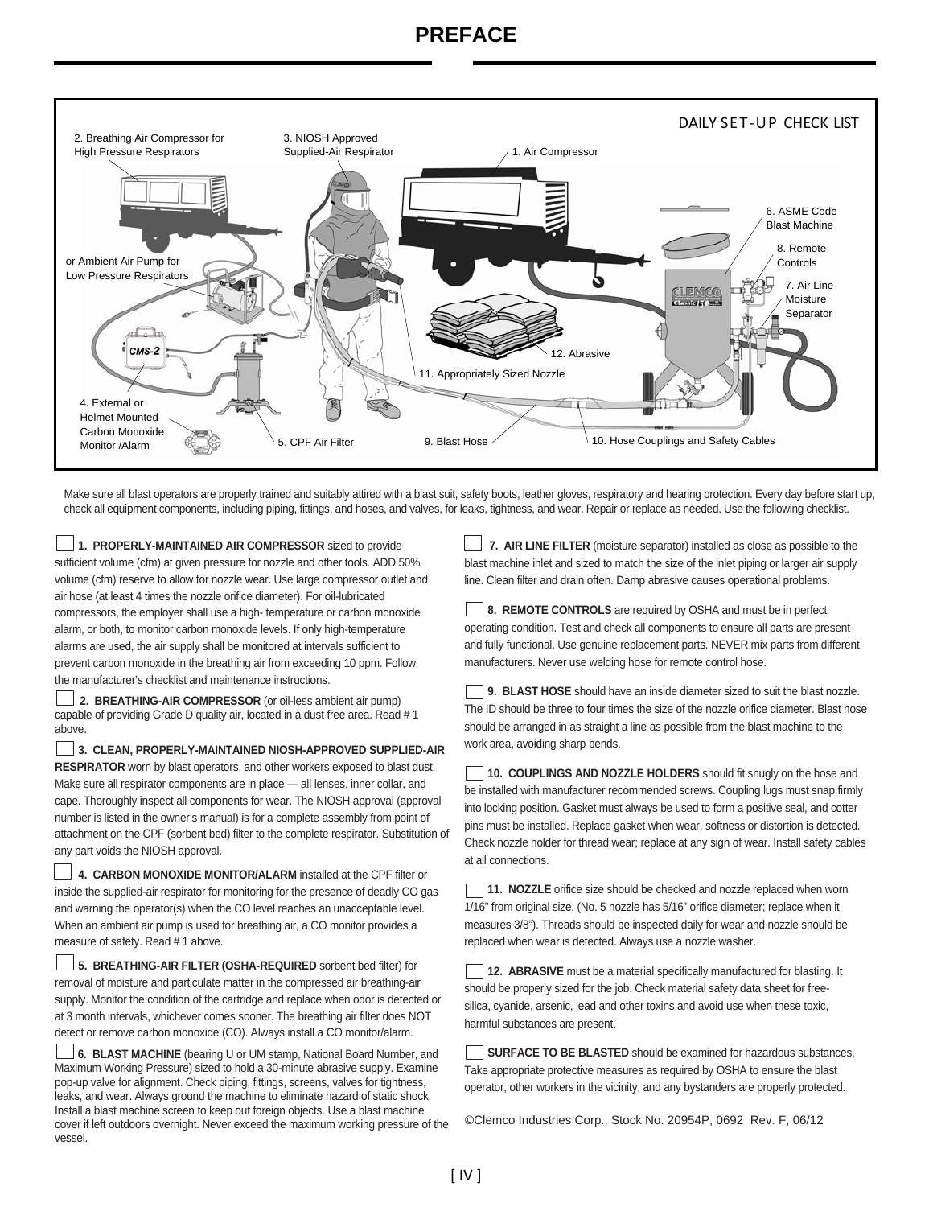# PREFACE

DAILY SET-UP CHECK LIST

2. Breathing Air Compressor for High Pressure Respirators

or Ambient Air Pump for Low Pressure Respirators

3. NIOSH Approved Supplied-Air Respirator

1. Air Compressor

6. ASME Code Blast Machine

8. Remote Controls

7. Air Line Moisture Separator

12. Abrasive

11. Appropriately Sized Nozzle

4. External or Helmet Mounted Carbon Monoxide Monitor /Alarm

5. CPF Air Filter

9. Blast Hose

10. Hose Couplings and Safety Cables

Make sure all blast operators are properly trained and suitably attired with a blast suit, safety boots, leather gloves, respiratory and hearing protection. Every day before start up, check all equipment components, including piping, fittings, and hoses, and valves, for leaks, tightness, and wear. Repair or replace as needed. Use the following checklist.

☐ **1. PROPERLY-MAINTAINED AIR COMPRESSOR** sized to provide sufficient volume (cfm) at given pressure for nozzle and other tools. ADD 50% volume (cfm) reserve to allow for nozzle wear. Use large compressor outlet and air hose (at least 4 times the nozzle orifice diameter). For oil-lubricated compressors, the employer shall use a high- temperature or carbon monoxide alarm, or both, to monitor carbon monoxide levels. If only high-temperature alarms are used, the air supply shall be monitored at intervals sufficient to prevent carbon monoxide in the breathing air from exceeding 10 ppm. Follow the manufacturer's checklist and maintenance instructions.

☐ **2. BREATHING-AIR COMPRESSOR** (or oil-less ambient air pump) capable of providing Grade D quality air, located in a dust free area. Read # 1 above.

☐ **3. CLEAN, PROPERLY-MAINTAINED NIOSH-APPROVED SUPPLIED-AIR RESPIRATOR** worn by blast operators, and other workers exposed to blast dust. Make sure all respirator components are in place — all lenses, inner collar, and cape. Thoroughly inspect all components for wear. The NIOSH approval (approval number is listed in the owner's manual) is for a complete assembly from point of attachment on the CPF (sorbent bed) filter to the complete respirator. Substitution of any part voids the NIOSH approval.

☐ **4. CARBON MONOXIDE MONITOR/ALARM** installed at the CPF filter or inside the supplied-air respirator for monitoring for the presence of deadly CO gas and warning the operator(s) when the CO level reaches an unacceptable level. When an ambient air pump is used for breathing air, a CO monitor provides a measure of safety. Read # 1 above.

☐ **5. BREATHING-AIR FILTER (OSHA-REQUIRED** sorbent bed filter) for removal of moisture and particulate matter in the compressed air breathing-air supply. Monitor the condition of the cartridge and replace when odor is detected or at 3 month intervals, whichever comes sooner. The breathing air filter does NOT detect or remove carbon monoxide (CO). Always install a CO monitor/alarm.

☐ **6. BLAST MACHINE** (bearing U or UM stamp, National Board Number, and Maximum Working Pressure) sized to hold a 30-minute abrasive supply. Examine pop-up valve for alignment. Check piping, fittings, screens, valves for tightness, leaks, and wear. Always ground the machine to eliminate hazard of static shock. Install a blast machine screen to keep out foreign objects. Use a blast machine cover if left outdoors overnight. Never exceed the maximum working pressure of the vessel.

☐ **7. AIR LINE FILTER** (moisture separator) installed as close as possible to the blast machine inlet and sized to match the size of the inlet piping or larger air supply line. Clean filter and drain often. Damp abrasive causes operational problems.

☐ **8. REMOTE CONTROLS** are required by OSHA and must be in perfect operating condition. Test and check all components to ensure all parts are present and fully functional. Use genuine replacement parts. NEVER mix parts from different manufacturers. Never use welding hose for remote control hose.

☐ **9. BLAST HOSE** should have an inside diameter sized to suit the blast nozzle. The ID should be three to four times the size of the nozzle orifice diameter. Blast hose should be arranged in as straight a line as possible from the blast machine to the work area, avoiding sharp bends.

☐ **10. COUPLINGS AND NOZZLE HOLDERS** should fit snugly on the hose and be installed with manufacturer recommended screws. Coupling lugs must snap firmly into locking position. Gasket must always be used to form a positive seal, and cotter pins must be installed. Replace gasket when wear, softness or distortion is detected. Check nozzle holder for thread wear; replace at any sign of wear. Install safety cables at all connections.

☐ **11. NOZZLE** orifice size should be checked and nozzle replaced when worn 1/16" from original size. (No. 5 nozzle has 5/16" orifice diameter; replace when it measures 3/8"). Threads should be inspected daily for wear and nozzle should be replaced when wear is detected. Always use a nozzle washer.

☐ **12. ABRASIVE** must be a material specifically manufactured for blasting. It should be properly sized for the job. Check material safety data sheet for free-silica, cyanide, arsenic, lead and other toxins and avoid use when these toxic, harmful substances are present.

☐ **SURFACE TO BE BLASTED** should be examined for hazardous substances. Take appropriate protective measures as required by OSHA to ensure the blast operator, other workers in the vicinity, and any bystanders are properly protected.

©Clemco Industries Corp., Stock No. 20954P, 0692 Rev. F, 06/12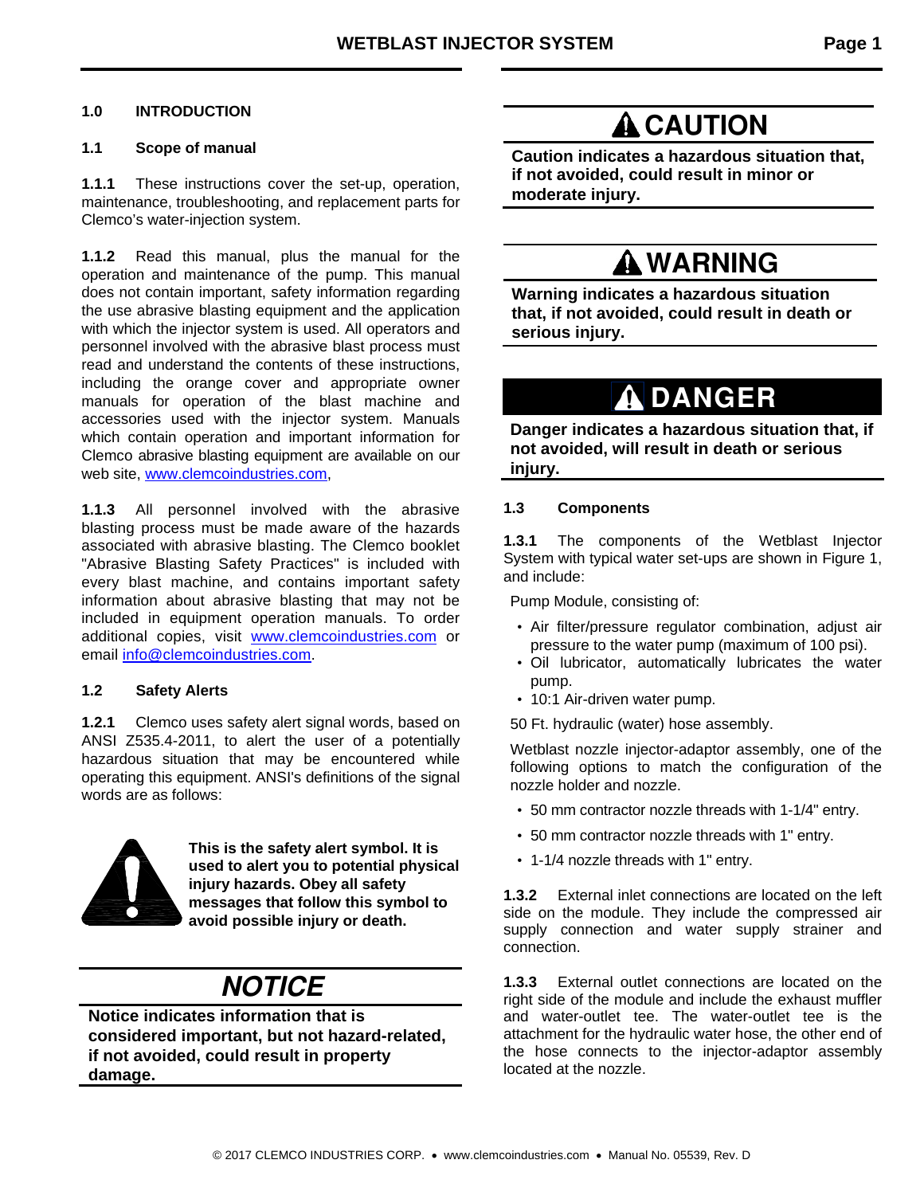## 1.0 INTRODUCTION

### 1.1 Scope of manual

**1.1.1** These instructions cover the set-up, operation, maintenance, troubleshooting, and replacement parts for Clemco's water-injection system.

**1.1.2** Read this manual, plus the manual for the operation and maintenance of the pump. This manual does not contain important, safety information regarding the use abrasive blasting equipment and the application with which the injector system is used. All operators and personnel involved with the abrasive blast process must read and understand the contents of these instructions, including the orange cover and appropriate owner manuals for operation of the blast machine and accessories used with the injector system. Manuals which contain operation and important information for Clemco abrasive blasting equipment are available on our web site, www.clemcoindustries.com,

**1.1.3** All personnel involved with the abrasive blasting process must be made aware of the hazards associated with abrasive blasting. The Clemco booklet "Abrasive Blasting Safety Practices" is included with every blast machine, and contains important safety information about abrasive blasting that may not be included in equipment operation manuals. To order additional copies, visit www.clemcoindustries.com or email info@clemcoindustries.com.

### 1.2 Safety Alerts

**1.2.1** Clemco uses safety alert signal words, based on ANSI Z535.4-2011, to alert the user of a potentially hazardous situation that may be encountered while operating this equipment. ANSI's definitions of the signal words are as follows:

**This is the safety alert symbol. It is used to alert you to potential physical injury hazards. Obey all safety messages that follow this symbol to avoid possible injury or death.**

***NOTICE***

**Notice indicates information that is considered important, but not hazard-related, if not avoided, could result in property damage.**

**⚠ CAUTION**

**Caution indicates a hazardous situation that, if not avoided, could result in minor or moderate injury.**

**⚠ WARNING**

**Warning indicates a hazardous situation that, if not avoided, could result in death or serious injury.**

**⚠ DANGER**

**Danger indicates a hazardous situation that, if not avoided, will result in death or serious injury.**

### 1.3 Components

**1.3.1** The components of the Wetblast Injector System with typical water set-ups are shown in Figure 1, and include:

Pump Module, consisting of:

- Air filter/pressure regulator combination, adjust air pressure to the water pump (maximum of 100 psi).
- Oil lubricator, automatically lubricates the water pump.
- 10:1 Air-driven water pump.

50 Ft. hydraulic (water) hose assembly.

Wetblast nozzle injector-adaptor assembly, one of the following options to match the configuration of the nozzle holder and nozzle.

- 50 mm contractor nozzle threads with 1-1/4" entry.
- 50 mm contractor nozzle threads with 1" entry.
- 1-1/4 nozzle threads with 1" entry.

**1.3.2** External inlet connections are located on the left side on the module. They include the compressed air supply connection and water supply strainer and connection.

**1.3.3** External outlet connections are located on the right side of the module and include the exhaust muffler and water-outlet tee. The water-outlet tee is the attachment for the hydraulic water hose, the other end of the hose connects to the injector-adaptor assembly located at the nozzle.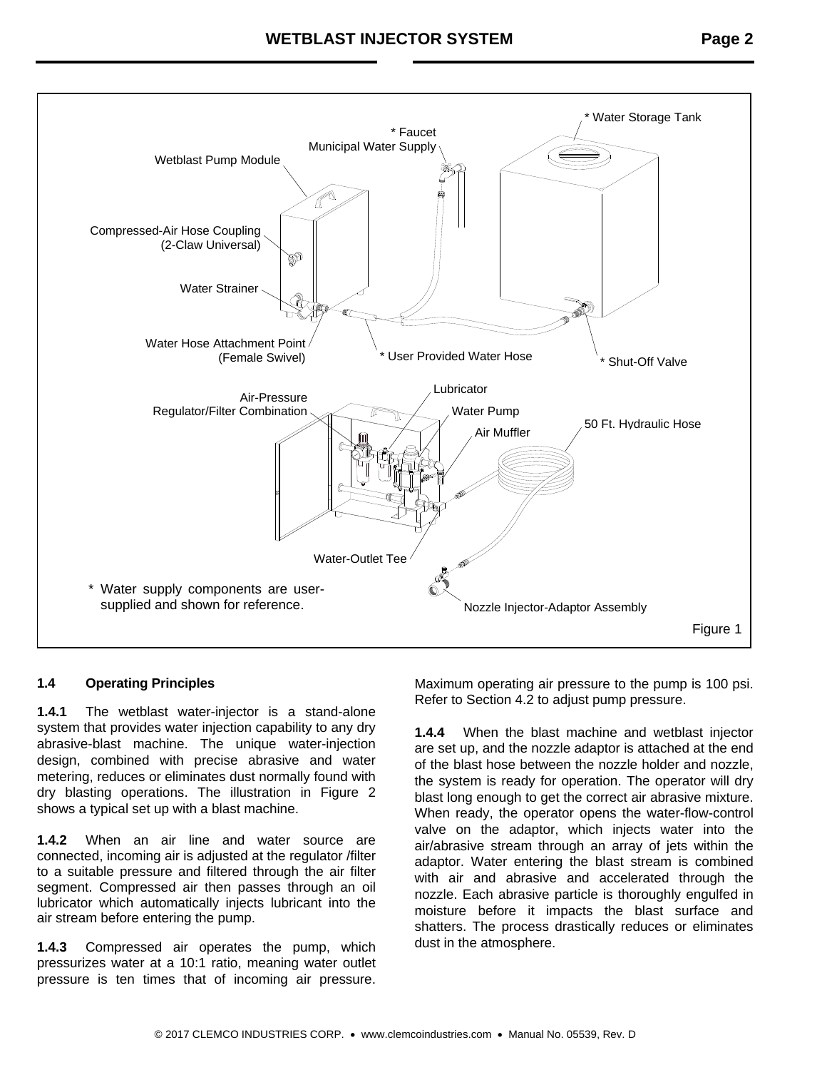Wetblast Pump Module

Compressed-Air Hose Coupling (2-Claw Universal)

Water Strainer

Water Hose Attachment Point (Female Swivel)

* Faucet
Municipal Water Supply

* Water Storage Tank

* User Provided Water Hose

* Shut-Off Valve

Air-Pressure Regulator/Filter Combination

Lubricator

Water Pump

Air Muffler

50 Ft. Hydraulic Hose

Water-Outlet Tee

Nozzle Injector-Adaptor Assembly

\* Water supply components are user-supplied and shown for reference.

Figure 1

### 1.4 Operating Principles

**1.4.1** The wetblast water-injector is a stand-alone system that provides water injection capability to any dry abrasive-blast machine. The unique water-injection design, combined with precise abrasive and water metering, reduces or eliminates dust normally found with dry blasting operations. The illustration in Figure 2 shows a typical set up with a blast machine.

**1.4.2** When an air line and water source are connected, incoming air is adjusted at the regulator /filter to a suitable pressure and filtered through the air filter segment. Compressed air then passes through an oil lubricator which automatically injects lubricant into the air stream before entering the pump.

**1.4.3** Compressed air operates the pump, which pressurizes water at a 10:1 ratio, meaning water outlet pressure is ten times that of incoming air pressure. Maximum operating air pressure to the pump is 100 psi. Refer to Section 4.2 to adjust pump pressure.

**1.4.4** When the blast machine and wetblast injector are set up, and the nozzle adaptor is attached at the end of the blast hose between the nozzle holder and nozzle, the system is ready for operation. The operator will dry blast long enough to get the correct air abrasive mixture. When ready, the operator opens the water-flow-control valve on the adaptor, which injects water into the air/abrasive stream through an array of jets within the adaptor. Water entering the blast stream is combined with air and abrasive and accelerated through the nozzle. Each abrasive particle is thoroughly engulfed in moisture before it impacts the blast surface and shatters. The process drastically reduces or eliminates dust in the atmosphere.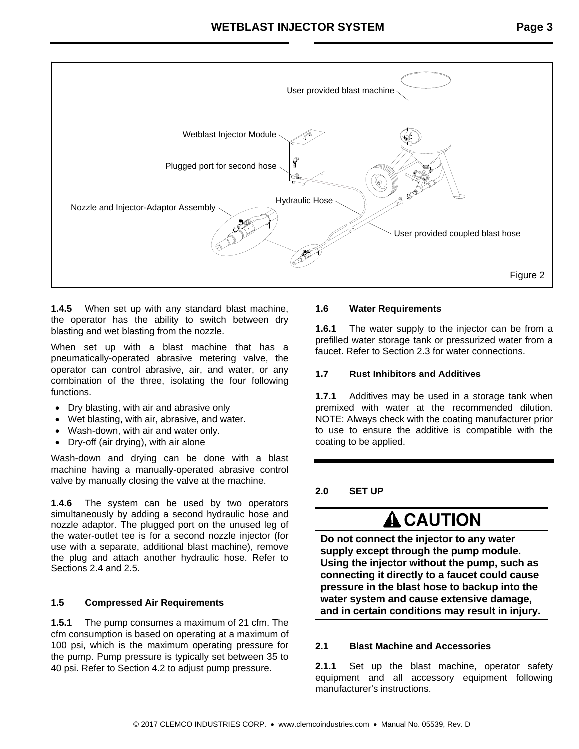User provided blast machine

Wetblast Injector Module

Plugged port for second hose

Hydraulic Hose

Nozzle and Injector-Adaptor Assembly

User provided coupled blast hose

Figure 2

**1.4.5** When set up with any standard blast machine, the operator has the ability to switch between dry blasting and wet blasting from the nozzle.

When set up with a blast machine that has a pneumatically-operated abrasive metering valve, the operator can control abrasive, air, and water, or any combination of the three, isolating the four following functions.

- Dry blasting, with air and abrasive only
- Wet blasting, with air, abrasive, and water.
- Wash-down, with air and water only.
- Dry-off (air drying), with air alone

Wash-down and drying can be done with a blast machine having a manually-operated abrasive control valve by manually closing the valve at the machine.

**1.4.6** The system can be used by two operators simultaneously by adding a second hydraulic hose and nozzle adaptor. The plugged port on the unused leg of the water-outlet tee is for a second nozzle injector (for use with a separate, additional blast machine), remove the plug and attach another hydraulic hose. Refer to Sections 2.4 and 2.5.

### 1.5 Compressed Air Requirements

**1.5.1** The pump consumes a maximum of 21 cfm. The cfm consumption is based on operating at a maximum of 100 psi, which is the maximum operating pressure for the pump. Pump pressure is typically set between 35 to 40 psi. Refer to Section 4.2 to adjust pump pressure.

### 1.6 Water Requirements

**1.6.1** The water supply to the injector can be from a prefilled water storage tank or pressurized water from a faucet. Refer to Section 2.3 for water connections.

### 1.7 Rust Inhibitors and Additives

**1.7.1** Additives may be used in a storage tank when premixed with water at the recommended dilution. NOTE: Always check with the coating manufacturer prior to use to ensure the additive is compatible with the coating to be applied.

## 2.0 SET UP

**⚠ CAUTION**

**Do not connect the injector to any water supply except through the pump module. Using the injector without the pump, such as connecting it directly to a faucet could cause pressure in the blast hose to backup into the water system and cause extensive damage, and in certain conditions may result in injury.**

### 2.1 Blast Machine and Accessories

**2.1.1** Set up the blast machine, operator safety equipment and all accessory equipment following manufacturer's instructions.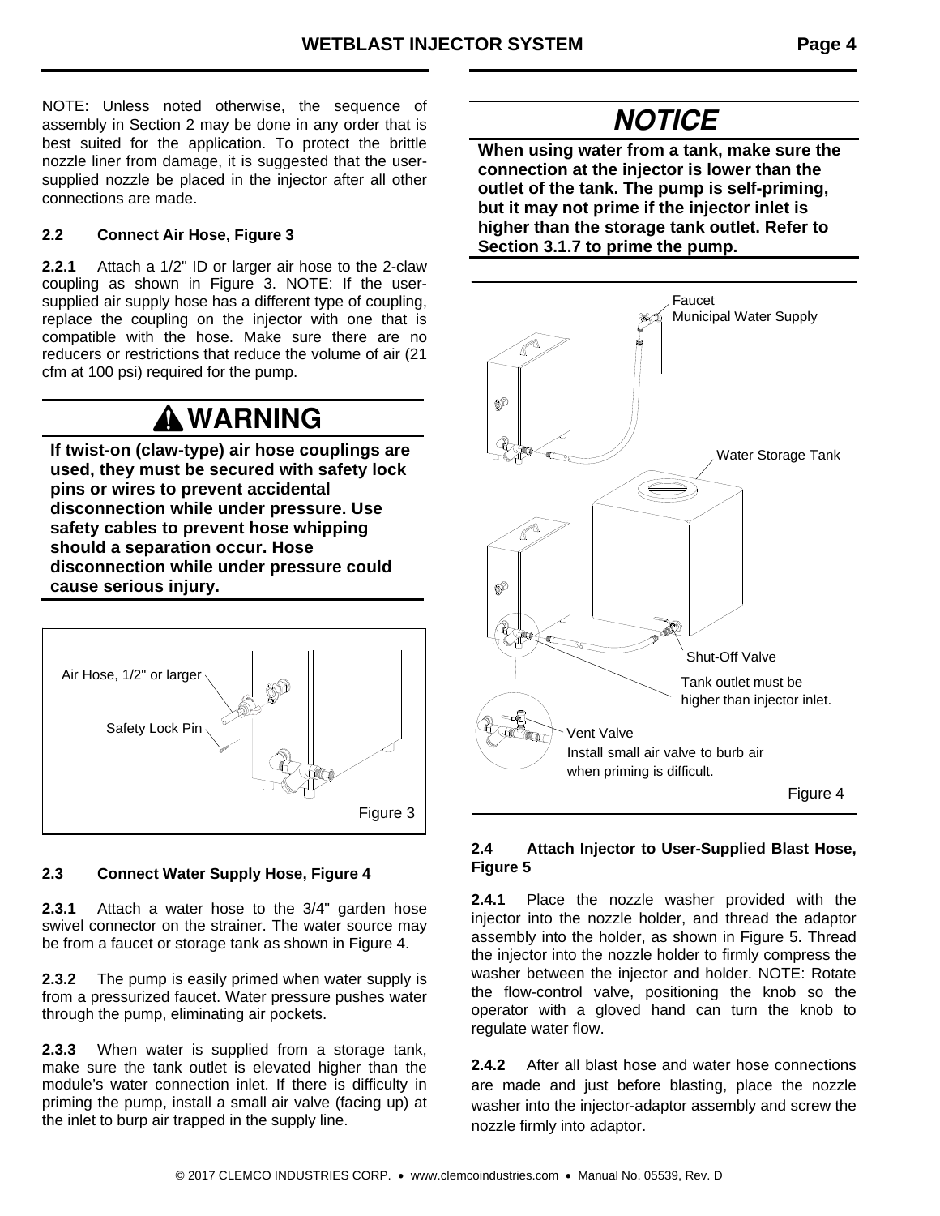NOTE: Unless noted otherwise, the sequence of assembly in Section 2 may be done in any order that is best suited for the application. To protect the brittle nozzle liner from damage, it is suggested that the user-supplied nozzle be placed in the injector after all other connections are made.

### 2.2 Connect Air Hose, Figure 3

**2.2.1** Attach a 1/2" ID or larger air hose to the 2-claw coupling as shown in Figure 3. NOTE: If the user-supplied air supply hose has a different type of coupling, replace the coupling on the injector with one that is compatible with the hose. Make sure there are no reducers or restrictions that reduce the volume of air (21 cfm at 100 psi) required for the pump.

## ⚠ WARNING

**If twist-on (claw-type) air hose couplings are used, they must be secured with safety lock pins or wires to prevent accidental disconnection while under pressure. Use safety cables to prevent hose whipping should a separation occur. Hose disconnection while under pressure could cause serious injury.**

Air Hose, 1/2" or larger

Safety Lock Pin

Figure 3

### 2.3 Connect Water Supply Hose, Figure 4

**2.3.1** Attach a water hose to the 3/4" garden hose swivel connector on the strainer. The water source may be from a faucet or storage tank as shown in Figure 4.

**2.3.2** The pump is easily primed when water supply is from a pressurized faucet. Water pressure pushes water through the pump, eliminating air pockets.

**2.3.3** When water is supplied from a storage tank, make sure the tank outlet is elevated higher than the module's water connection inlet. If there is difficulty in priming the pump, install a small air valve (facing up) at the inlet to burp air trapped in the supply line.

## *NOTICE*

**When using water from a tank, make sure the connection at the injector is lower than the outlet of the tank. The pump is self-priming, but it may not prime if the injector inlet is higher than the storage tank outlet. Refer to Section 3.1.7 to prime the pump.**

Faucet
Municipal Water Supply

Water Storage Tank

Shut-Off Valve

Tank outlet must be higher than injector inlet.

Vent Valve
Install small air valve to burb air when priming is difficult.

Figure 4

### 2.4 Attach Injector to User-Supplied Blast Hose, Figure 5

**2.4.1** Place the nozzle washer provided with the injector into the nozzle holder, and thread the adaptor assembly into the holder, as shown in Figure 5. Thread the injector into the nozzle holder to firmly compress the washer between the injector and holder. NOTE: Rotate the flow-control valve, positioning the knob so the operator with a gloved hand can turn the knob to regulate water flow.

**2.4.2** After all blast hose and water hose connections are made and just before blasting, place the nozzle washer into the injector-adaptor assembly and screw the nozzle firmly into adaptor.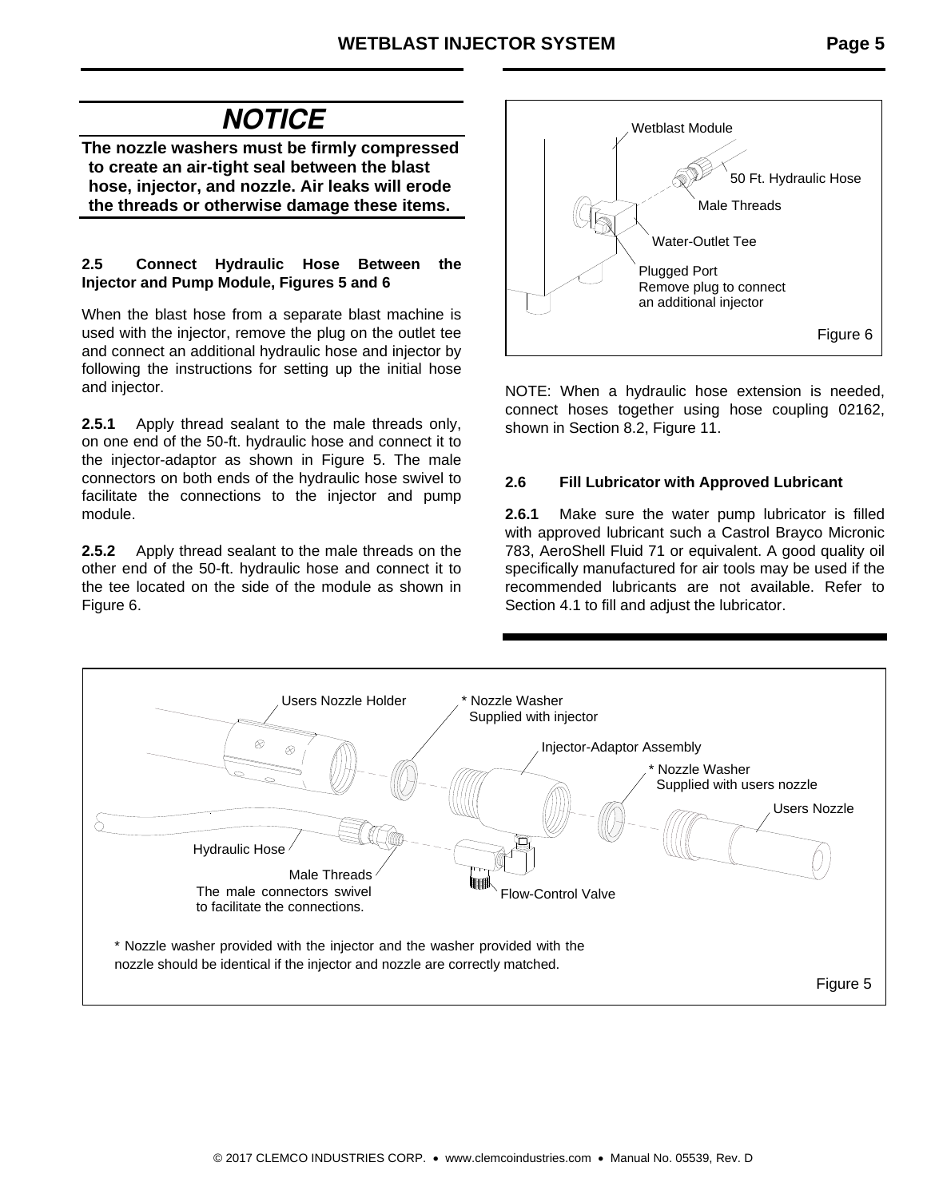## NOTICE

**The nozzle washers must be firmly compressed to create an air-tight seal between the blast hose, injector, and nozzle. Air leaks will erode the threads or otherwise damage these items.**

### 2.5 Connect Hydraulic Hose Between the Injector and Pump Module, Figures 5 and 6

When the blast hose from a separate blast machine is used with the injector, remove the plug on the outlet tee and connect an additional hydraulic hose and injector by following the instructions for setting up the initial hose and injector.

**2.5.1** Apply thread sealant to the male threads only, on one end of the 50-ft. hydraulic hose and connect it to the injector-adaptor as shown in Figure 5. The male connectors on both ends of the hydraulic hose swivel to facilitate the connections to the injector and pump module.

**2.5.2** Apply thread sealant to the male threads on the other end of the 50-ft. hydraulic hose and connect it to the tee located on the side of the module as shown in Figure 6.

Wetblast Module
50 Ft. Hydraulic Hose
Male Threads
Water-Outlet Tee
Plugged Port
Remove plug to connect an additional injector

Figure 6

NOTE: When a hydraulic hose extension is needed, connect hoses together using hose coupling 02162, shown in Section 8.2, Figure 11.

### 2.6 Fill Lubricator with Approved Lubricant

**2.6.1** Make sure the water pump lubricator is filled with approved lubricant such a Castrol Brayco Micronic 783, AeroShell Fluid 71 or equivalent. A good quality oil specifically manufactured for air tools may be used if the recommended lubricants are not available. Refer to Section 4.1 to fill and adjust the lubricator.

Users Nozzle Holder
* Nozzle Washer Supplied with injector
Injector-Adaptor Assembly
* Nozzle Washer Supplied with users nozzle
Users Nozzle
Hydraulic Hose
Male Threads
The male connectors swivel to facilitate the connections.
Flow-Control Valve

* Nozzle washer provided with the injector and the washer provided with the nozzle should be identical if the injector and nozzle are correctly matched.

Figure 5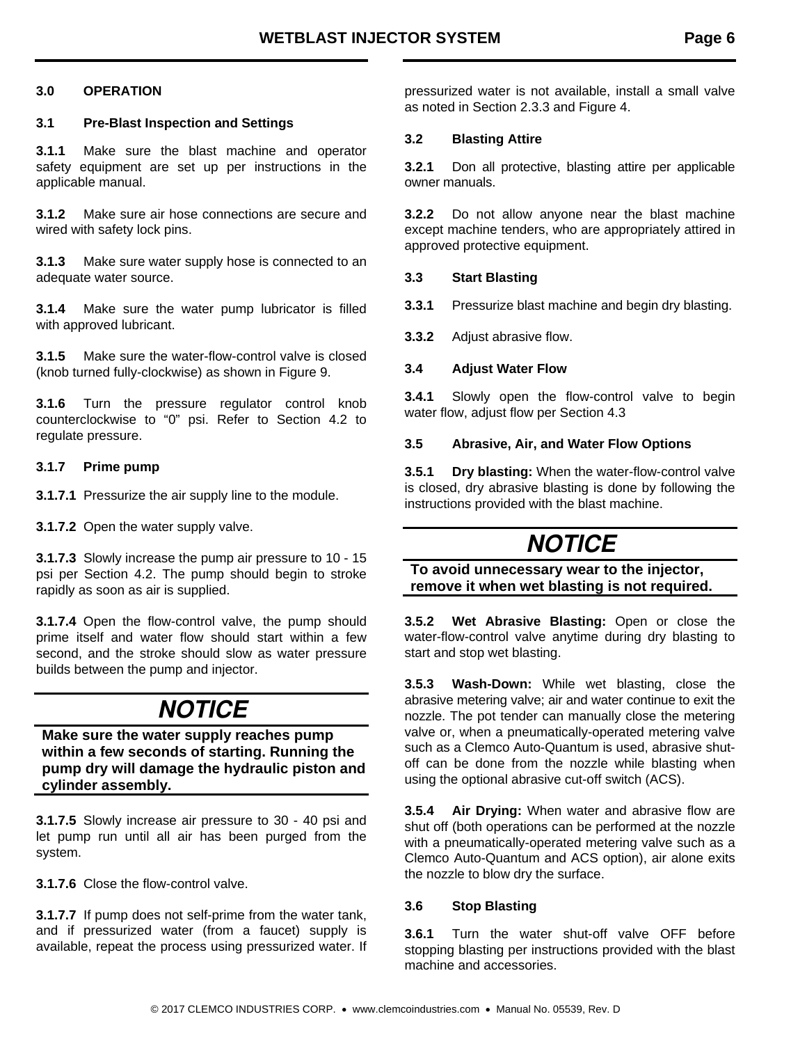### 3.0 OPERATION

### 3.1 Pre-Blast Inspection and Settings

**3.1.1** Make sure the blast machine and operator safety equipment are set up per instructions in the applicable manual.

**3.1.2** Make sure air hose connections are secure and wired with safety lock pins.

**3.1.3** Make sure water supply hose is connected to an adequate water source.

**3.1.4** Make sure the water pump lubricator is filled with approved lubricant.

**3.1.5** Make sure the water-flow-control valve is closed (knob turned fully-clockwise) as shown in Figure 9.

**3.1.6** Turn the pressure regulator control knob counterclockwise to "0" psi. Refer to Section 4.2 to regulate pressure.

**3.1.7 Prime pump**

**3.1.7.1** Pressurize the air supply line to the module.

**3.1.7.2** Open the water supply valve.

**3.1.7.3** Slowly increase the pump air pressure to 10 - 15 psi per Section 4.2. The pump should begin to stroke rapidly as soon as air is supplied.

**3.1.7.4** Open the flow-control valve, the pump should prime itself and water flow should start within a few second, and the stroke should slow as water pressure builds between the pump and injector.

## *NOTICE*

**Make sure the water supply reaches pump within a few seconds of starting. Running the pump dry will damage the hydraulic piston and cylinder assembly.**

**3.1.7.5** Slowly increase air pressure to 30 - 40 psi and let pump run until all air has been purged from the system.

**3.1.7.6** Close the flow-control valve.

**3.1.7.7** If pump does not self-prime from the water tank, and if pressurized water (from a faucet) supply is available, repeat the process using pressurized water. If pressurized water is not available, install a small valve as noted in Section 2.3.3 and Figure 4.

### 3.2 Blasting Attire

**3.2.1** Don all protective, blasting attire per applicable owner manuals.

**3.2.2** Do not allow anyone near the blast machine except machine tenders, who are appropriately attired in approved protective equipment.

### 3.3 Start Blasting

**3.3.1** Pressurize blast machine and begin dry blasting.

**3.3.2** Adjust abrasive flow.

### 3.4 Adjust Water Flow

**3.4.1** Slowly open the flow-control valve to begin water flow, adjust flow per Section 4.3

### 3.5 Abrasive, Air, and Water Flow Options

**3.5.1 Dry blasting:** When the water-flow-control valve is closed, dry abrasive blasting is done by following the instructions provided with the blast machine.

## *NOTICE*

**To avoid unnecessary wear to the injector, remove it when wet blasting is not required.**

**3.5.2 Wet Abrasive Blasting:** Open or close the water-flow-control valve anytime during dry blasting to start and stop wet blasting.

**3.5.3 Wash-Down:** While wet blasting, close the abrasive metering valve; air and water continue to exit the nozzle. The pot tender can manually close the metering valve or, when a pneumatically-operated metering valve such as a Clemco Auto-Quantum is used, abrasive shut-off can be done from the nozzle while blasting when using the optional abrasive cut-off switch (ACS).

**3.5.4 Air Drying:** When water and abrasive flow are shut off (both operations can be performed at the nozzle with a pneumatically-operated metering valve such as a Clemco Auto-Quantum and ACS option), air alone exits the nozzle to blow dry the surface.

### 3.6 Stop Blasting

**3.6.1** Turn the water shut-off valve OFF before stopping blasting per instructions provided with the blast machine and accessories.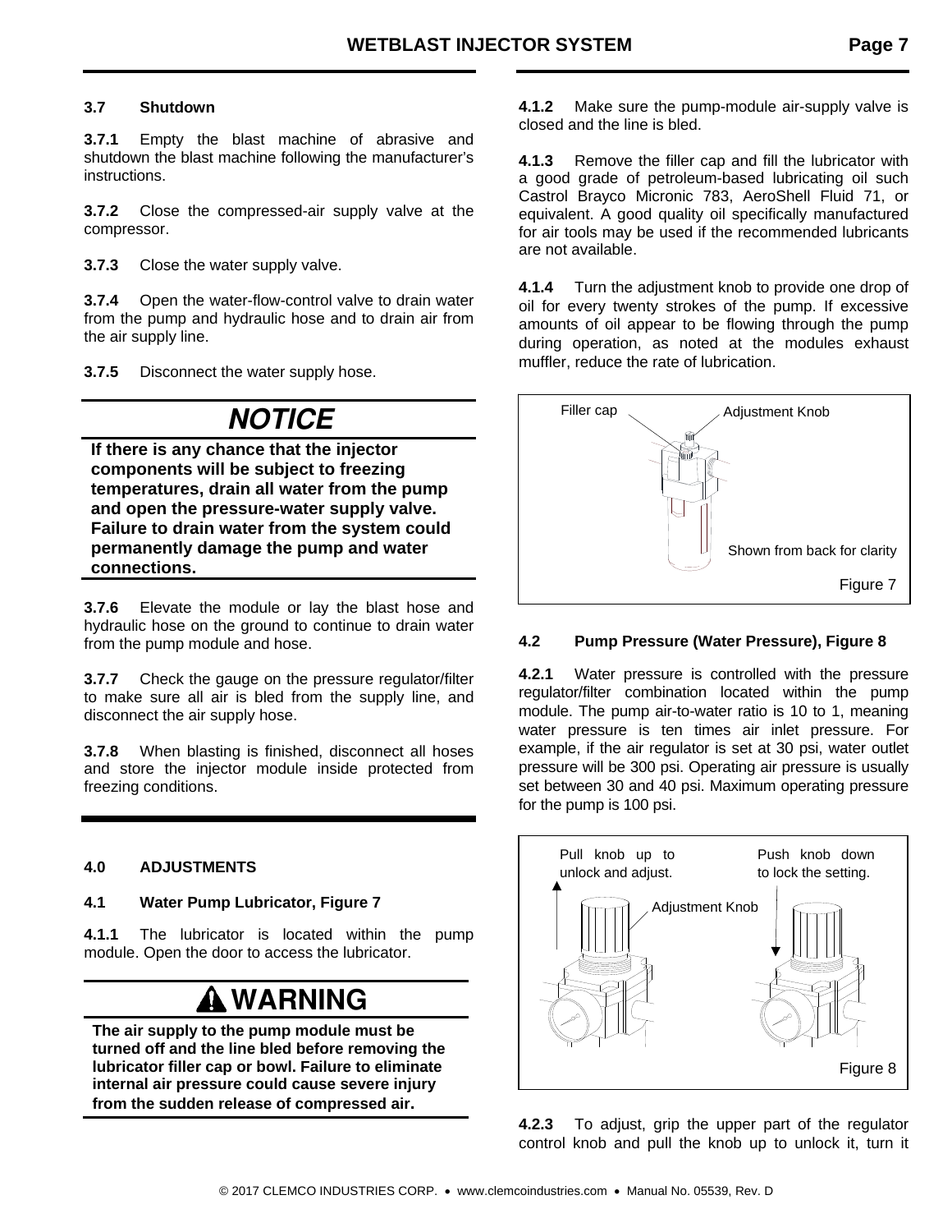### 3.7 Shutdown

**3.7.1** Empty the blast machine of abrasive and shutdown the blast machine following the manufacturer's instructions.

**3.7.2** Close the compressed-air supply valve at the compressor.

**3.7.3** Close the water supply valve.

**3.7.4** Open the water-flow-control valve to drain water from the pump and hydraulic hose and to drain air from the air supply line.

**3.7.5** Disconnect the water supply hose.

## *NOTICE*

**If there is any chance that the injector components will be subject to freezing temperatures, drain all water from the pump and open the pressure-water supply valve. Failure to drain water from the system could permanently damage the pump and water connections.**

**3.7.6** Elevate the module or lay the blast hose and hydraulic hose on the ground to continue to drain water from the pump module and hose.

**3.7.7** Check the gauge on the pressure regulator/filter to make sure all air is bled from the supply line, and disconnect the air supply hose.

**3.7.8** When blasting is finished, disconnect all hoses and store the injector module inside protected from freezing conditions.

## 4.0 ADJUSTMENTS

### 4.1 Water Pump Lubricator, Figure 7

**4.1.1** The lubricator is located within the pump module. Open the door to access the lubricator.

## ⚠ WARNING

**The air supply to the pump module must be turned off and the line bled before removing the lubricator filler cap or bowl. Failure to eliminate internal air pressure could cause severe injury from the sudden release of compressed air.**

**4.1.2** Make sure the pump-module air-supply valve is closed and the line is bled.

**4.1.3** Remove the filler cap and fill the lubricator with a good grade of petroleum-based lubricating oil such Castrol Brayco Micronic 783, AeroShell Fluid 71, or equivalent. A good quality oil specifically manufactured for air tools may be used if the recommended lubricants are not available.

**4.1.4** Turn the adjustment knob to provide one drop of oil for every twenty strokes of the pump. If excessive amounts of oil appear to be flowing through the pump during operation, as noted at the modules exhaust muffler, reduce the rate of lubrication.

Filler cap — Adjustment Knob — Shown from back for clarity

Figure 7

### 4.2 Pump Pressure (Water Pressure), Figure 8

**4.2.1** Water pressure is controlled with the pressure regulator/filter combination located within the pump module. The pump air-to-water ratio is 10 to 1, meaning water pressure is ten times air inlet pressure. For example, if the air regulator is set at 30 psi, water outlet pressure will be 300 psi. Operating air pressure is usually set between 30 and 40 psi. Maximum operating pressure for the pump is 100 psi.

Pull knob up to unlock and adjust. — Adjustment Knob — Push knob down to lock the setting.

Figure 8

**4.2.3** To adjust, grip the upper part of the regulator control knob and pull the knob up to unlock it, turn it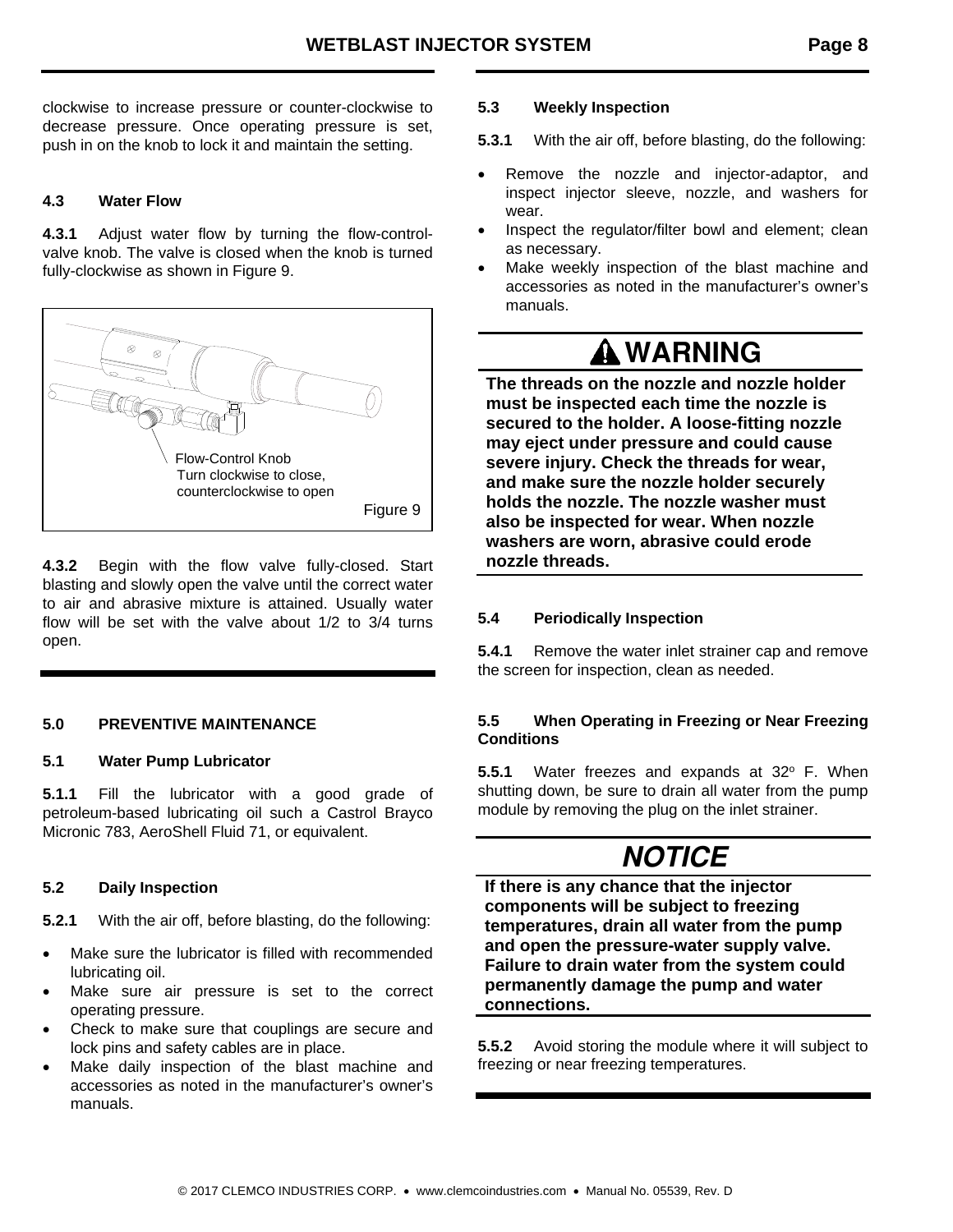clockwise to increase pressure or counter-clockwise to decrease pressure. Once operating pressure is set, push in on the knob to lock it and maintain the setting.

### 4.3 Water Flow

**4.3.1** Adjust water flow by turning the flow-control-valve knob. The valve is closed when the knob is turned fully-clockwise as shown in Figure 9.

Flow-Control Knob
Turn clockwise to close, counterclockwise to open

Figure 9

**4.3.2** Begin with the flow valve fully-closed. Start blasting and slowly open the valve until the correct water to air and abrasive mixture is attained. Usually water flow will be set with the valve about 1/2 to 3/4 turns open.

## 5.0 PREVENTIVE MAINTENANCE

### 5.1 Water Pump Lubricator

**5.1.1** Fill the lubricator with a good grade of petroleum-based lubricating oil such a Castrol Brayco Micronic 783, AeroShell Fluid 71, or equivalent.

### 5.2 Daily Inspection

**5.2.1** With the air off, before blasting, do the following:

- Make sure the lubricator is filled with recommended lubricating oil.
- Make sure air pressure is set to the correct operating pressure.
- Check to make sure that couplings are secure and lock pins and safety cables are in place.
- Make daily inspection of the blast machine and accessories as noted in the manufacturer's owner's manuals.

### 5.3 Weekly Inspection

**5.3.1** With the air off, before blasting, do the following:

- Remove the nozzle and injector-adaptor, and inspect injector sleeve, nozzle, and washers for wear.
- Inspect the regulator/filter bowl and element; clean as necessary.
- Make weekly inspection of the blast machine and accessories as noted in the manufacturer's owner's manuals.

**⚠ WARNING**

**The threads on the nozzle and nozzle holder must be inspected each time the nozzle is secured to the holder. A loose-fitting nozzle may eject under pressure and could cause severe injury. Check the threads for wear, and make sure the nozzle holder securely holds the nozzle. The nozzle washer must also be inspected for wear. When nozzle washers are worn, abrasive could erode nozzle threads.**

### 5.4 Periodically Inspection

**5.4.1** Remove the water inlet strainer cap and remove the screen for inspection, clean as needed.

### 5.5 When Operating in Freezing or Near Freezing Conditions

**5.5.1** Water freezes and expands at 32° F. When shutting down, be sure to drain all water from the pump module by removing the plug on the inlet strainer.

***NOTICE***

**If there is any chance that the injector components will be subject to freezing temperatures, drain all water from the pump and open the pressure-water supply valve. Failure to drain water from the system could permanently damage the pump and water connections.**

**5.5.2** Avoid storing the module where it will subject to freezing or near freezing temperatures.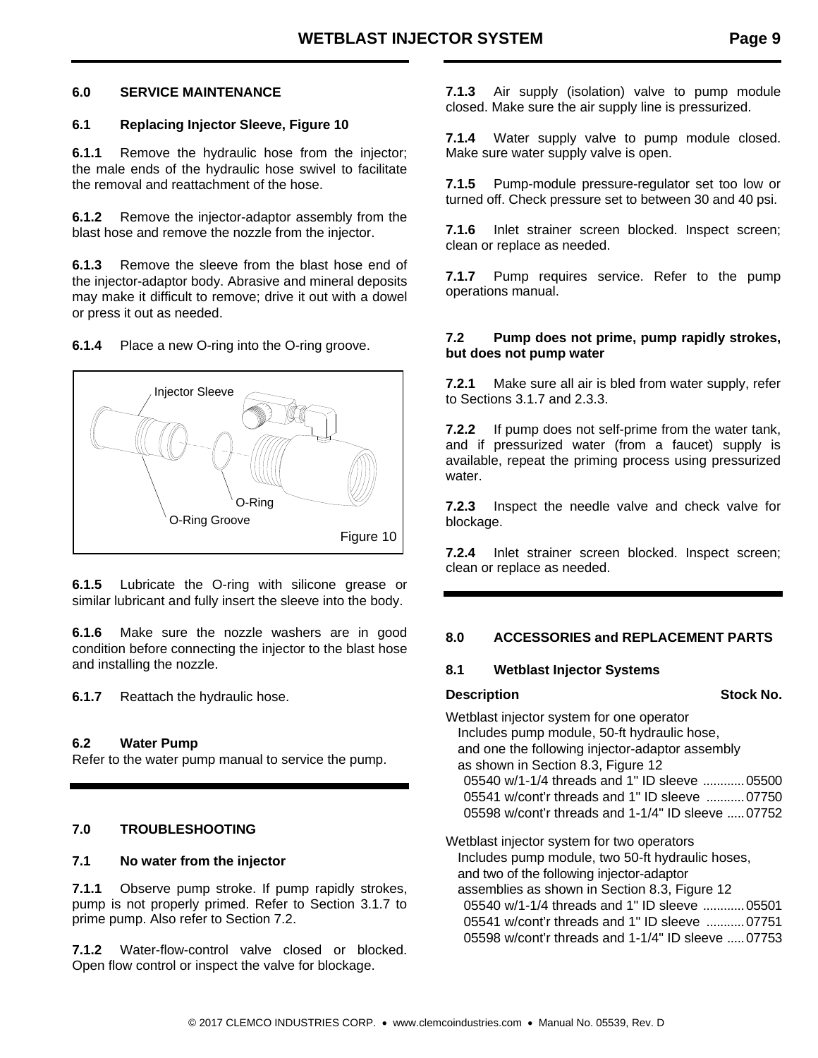## 6.0 SERVICE MAINTENANCE

### 6.1 Replacing Injector Sleeve, Figure 10

**6.1.1** Remove the hydraulic hose from the injector; the male ends of the hydraulic hose swivel to facilitate the removal and reattachment of the hose.

**6.1.2** Remove the injector-adaptor assembly from the blast hose and remove the nozzle from the injector.

**6.1.3** Remove the sleeve from the blast hose end of the injector-adaptor body. Abrasive and mineral deposits may make it difficult to remove; drive it out with a dowel or press it out as needed.

**6.1.4** Place a new O-ring into the O-ring groove.

Injector Sleeve

O-Ring

O-Ring Groove

Figure 10

**6.1.5** Lubricate the O-ring with silicone grease or similar lubricant and fully insert the sleeve into the body.

**6.1.6** Make sure the nozzle washers are in good condition before connecting the injector to the blast hose and installing the nozzle.

**6.1.7** Reattach the hydraulic hose.

### 6.2 Water Pump

Refer to the water pump manual to service the pump.

## 7.0 TROUBLESHOOTING

### 7.1 No water from the injector

**7.1.1** Observe pump stroke. If pump rapidly strokes, pump is not properly primed. Refer to Section 3.1.7 to prime pump. Also refer to Section 7.2.

**7.1.2** Water-flow-control valve closed or blocked. Open flow control or inspect the valve for blockage.

**7.1.3** Air supply (isolation) valve to pump module closed. Make sure the air supply line is pressurized.

**7.1.4** Water supply valve to pump module closed. Make sure water supply valve is open.

**7.1.5** Pump-module pressure-regulator set too low or turned off. Check pressure set to between 30 and 40 psi.

**7.1.6** Inlet strainer screen blocked. Inspect screen; clean or replace as needed.

**7.1.7** Pump requires service. Refer to the pump operations manual.

### 7.2 Pump does not prime, pump rapidly strokes, but does not pump water

**7.2.1** Make sure all air is bled from water supply, refer to Sections 3.1.7 and 2.3.3.

**7.2.2** If pump does not self-prime from the water tank, and if pressurized water (from a faucet) supply is available, repeat the priming process using pressurized water.

**7.2.3** Inspect the needle valve and check valve for blockage.

**7.2.4** Inlet strainer screen blocked. Inspect screen; clean or replace as needed.

## 8.0 ACCESSORIES and REPLACEMENT PARTS

### 8.1 Wetblast Injector Systems

| Description | Stock No. |
|---|---|
| Wetblast injector system for one operator<br>Includes pump module, 50-ft hydraulic hose, and one the following injector-adaptor assembly as shown in Section 8.3, Figure 12 | |
| 05540 w/1-1/4 threads and 1" ID sleeve | 05500 |
| 05541 w/cont'r threads and 1" ID sleeve | 07750 |
| 05598 w/cont'r threads and 1-1/4" ID sleeve | 07752 |
| Wetblast injector system for two operators<br>Includes pump module, two 50-ft hydraulic hoses, and two of the following injector-adaptor assemblies as shown in Section 8.3, Figure 12 | |
| 05540 w/1-1/4 threads and 1" ID sleeve | 05501 |
| 05541 w/cont'r threads and 1" ID sleeve | 07751 |
| 05598 w/cont'r threads and 1-1/4" ID sleeve | 07753 |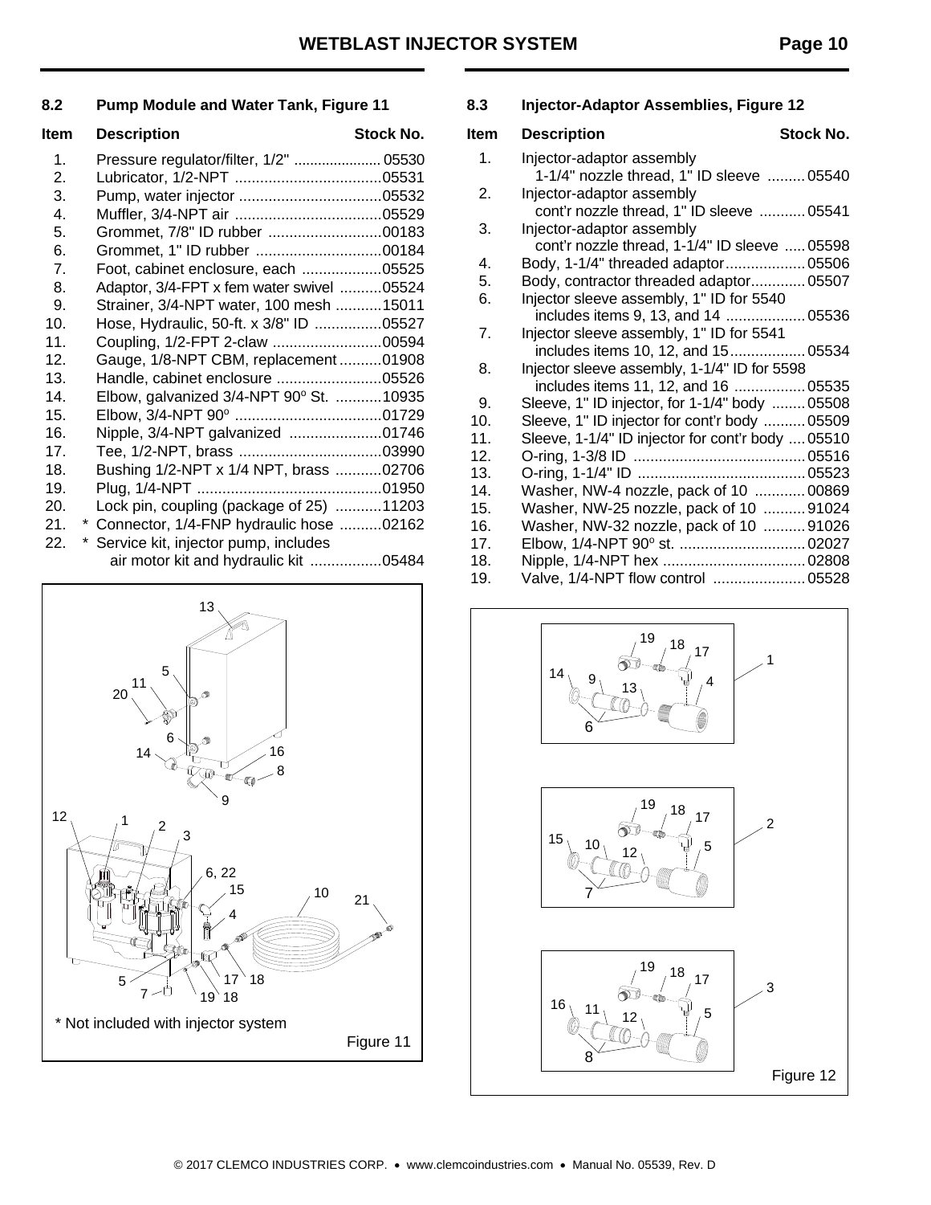### 8.2 Pump Module and Water Tank, Figure 11

| Item | Description | Stock No. |
|---|---|---|
| 1. | Pressure regulator/filter, 1/2" | 05530 |
| 2. | Lubricator, 1/2-NPT | 05531 |
| 3. | Pump, water injector | 05532 |
| 4. | Muffler, 3/4-NPT air | 05529 |
| 5. | Grommet, 7/8" ID rubber | 00183 |
| 6. | Grommet, 1" ID rubber | 00184 |
| 7. | Foot, cabinet enclosure, each | 05525 |
| 8. | Adaptor, 3/4-FPT x fem water swivel | 05524 |
| 9. | Strainer, 3/4-NPT water, 100 mesh | 15011 |
| 10. | Hose, Hydraulic, 50-ft. x 3/8" ID | 05527 |
| 11. | Coupling, 1/2-FPT 2-claw | 00594 |
| 12. | Gauge, 1/8-NPT CBM, replacement | 01908 |
| 13. | Handle, cabinet enclosure | 05526 |
| 14. | Elbow, galvanized 3/4-NPT 90º St. | 10935 |
| 15. | Elbow, 3/4-NPT 90º | 01729 |
| 16. | Nipple, 3/4-NPT galvanized | 01746 |
| 17. | Tee, 1/2-NPT, brass | 03990 |
| 18. | Bushing 1/2-NPT x 1/4 NPT, brass | 02706 |
| 19. | Plug, 1/4-NPT | 01950 |
| 20. | Lock pin, coupling (package of 25) | 11203 |
| 21. | * Connector, 1/4-FNP hydraulic hose | 02162 |
| 22. | * Service kit, injector pump, includes air motor kit and hydraulic kit | 05484 |

13
5
11
20
6
14
16
8
9
12
1
2
3
6, 22
15
10
21
4
5
7
17
18
19
18

\* Not included with injector system

Figure 11

### 8.3 Injector-Adaptor Assemblies, Figure 12

| Item | Description | Stock No. |
|---|---|---|
| 1. | Injector-adaptor assembly 1-1/4" nozzle thread, 1" ID sleeve | 05540 |
| 2. | Injector-adaptor assembly cont'r nozzle thread, 1" ID sleeve | 05541 |
| 3. | Injector-adaptor assembly cont'r nozzle thread, 1-1/4" ID sleeve | 05598 |
| 4. | Body, 1-1/4" threaded adaptor | 05506 |
| 5. | Body, contractor threaded adaptor | 05507 |
| 6. | Injector sleeve assembly, 1" ID for 5540 includes items 9, 13, and 14 | 05536 |
| 7. | Injector sleeve assembly, 1" ID for 5541 includes items 10, 12, and 15 | 05534 |
| 8. | Injector sleeve assembly, 1-1/4" ID for 5598 includes items 11, 12, and 16 | 05535 |
| 9. | Sleeve, 1" ID injector, for 1-1/4" body | 05508 |
| 10. | Sleeve, 1" ID injector for cont'r body | 05509 |
| 11. | Sleeve, 1-1/4" ID injector for cont'r body | 05510 |
| 12. | O-ring, 1-3/8 ID | 05516 |
| 13. | O-ring, 1-1/4" ID | 05523 |
| 14. | Washer, NW-4 nozzle, pack of 10 | 00869 |
| 15. | Washer, NW-25 nozzle, pack of 10 | 91024 |
| 16. | Washer, NW-32 nozzle, pack of 10 | 91026 |
| 17. | Elbow, 1/4-NPT 90º st. | 02027 |
| 18. | Nipple, 1/4-NPT hex | 02808 |
| 19. | Valve, 1/4-NPT flow control | 05528 |

19
18
17
1
14
9
13
4
6
19
18
17
2
15
10
12
5
7
19
18
17
3
16
11
12
5
8

Figure 12